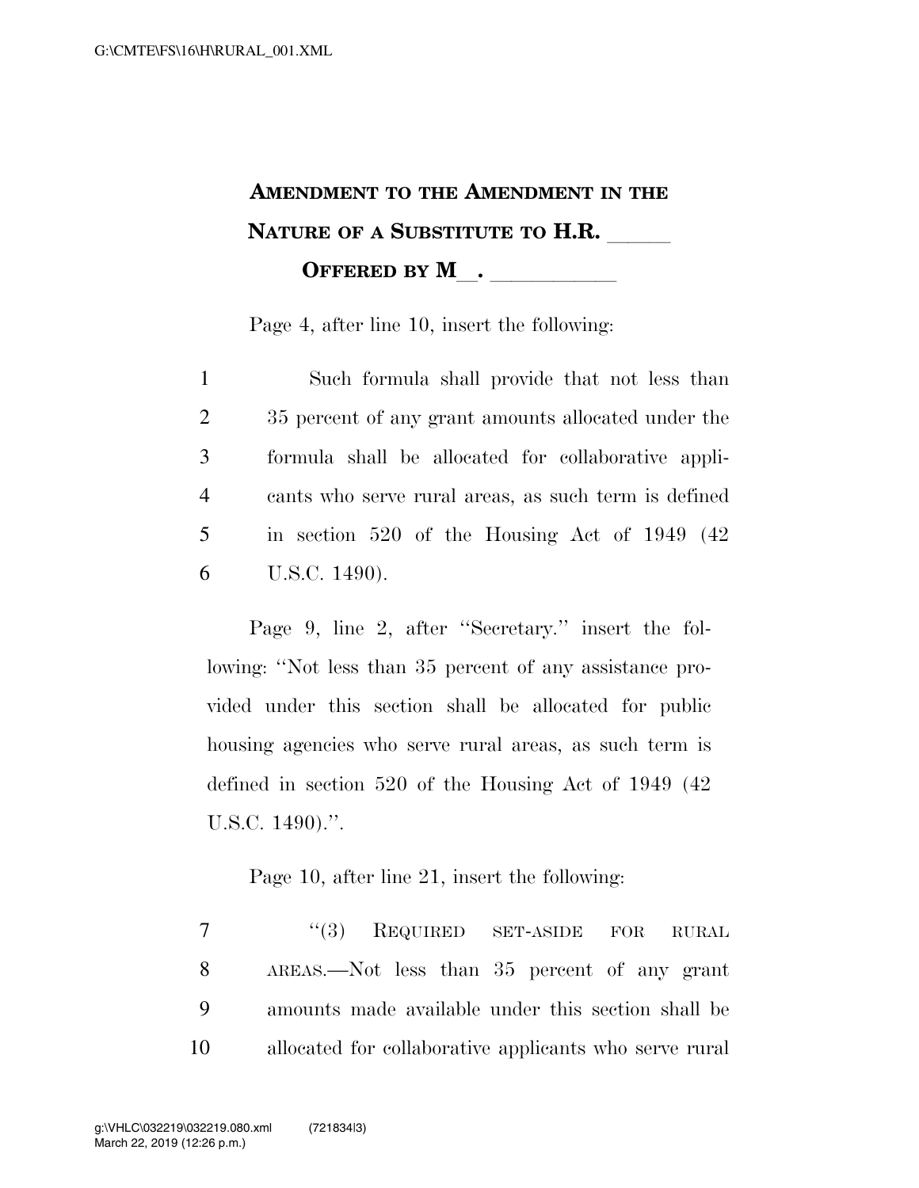**AMENDMENT TO THE AMENDMENT IN THE NATURE OF A SUBSTITUTE TO H.R. \_\_\_\_\_\_**

**OFFERED BY M\_\_. \_\_\_\_\_\_\_\_\_\_\_\_**

Page 4, after line 10, insert the following:

1 Such formula shall provide that not less than
2 35 percent of any grant amounts allocated under the
3 formula shall be allocated for collaborative appli-
4 cants who serve rural areas, as such term is defined
5 in section 520 of the Housing Act of 1949 (42
6 U.S.C. 1490).

Page 9, line 2, after "Secretary." insert the following: "Not less than 35 percent of any assistance provided under this section shall be allocated for public housing agencies who serve rural areas, as such term is defined in section 520 of the Housing Act of 1949 (42 U.S.C. 1490).".

Page 10, after line 21, insert the following:

7 "(3) REQUIRED SET-ASIDE FOR RURAL
8 AREAS.—Not less than 35 percent of any grant
9 amounts made available under this section shall be
10 allocated for collaborative applicants who serve rural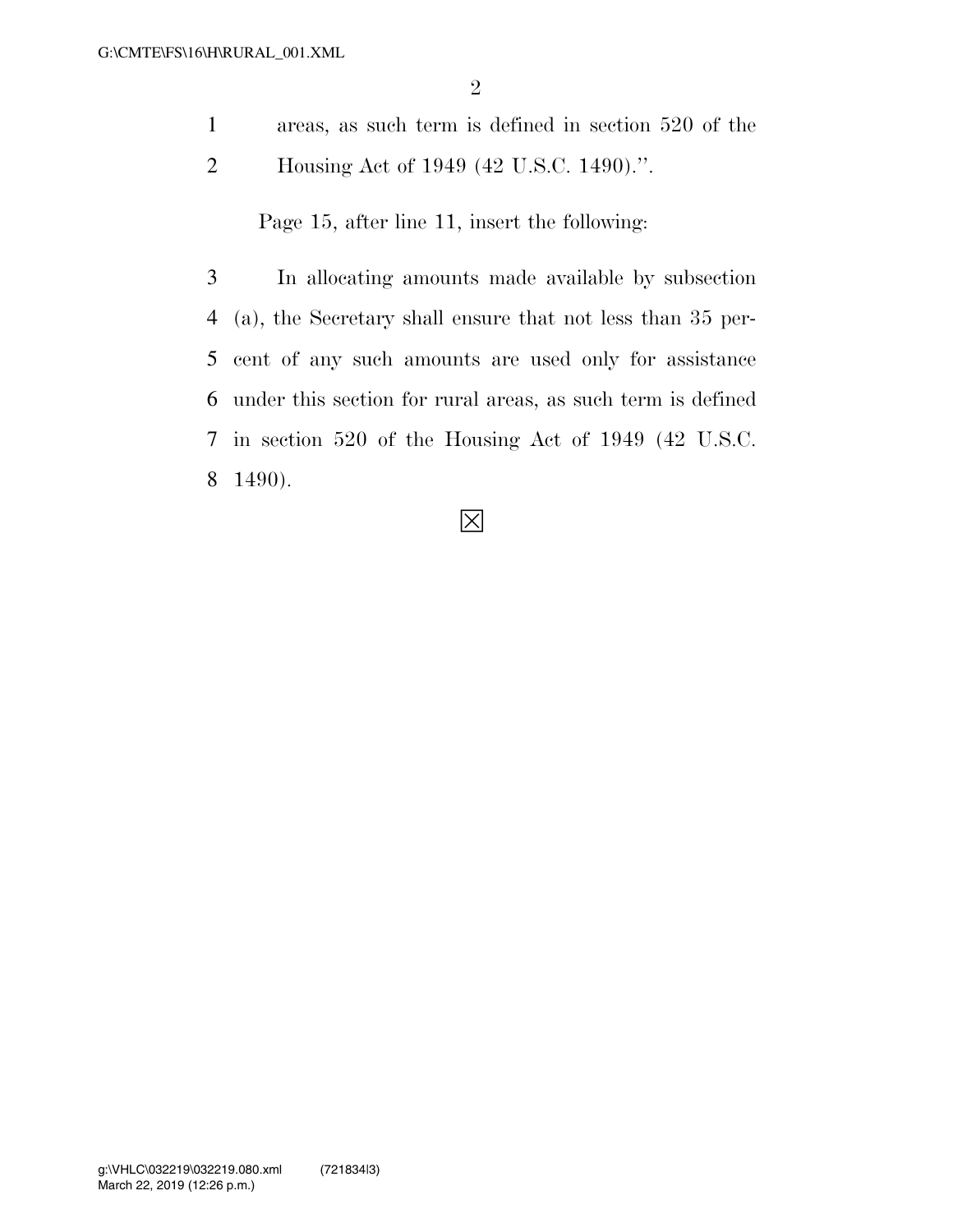areas, as such term is defined in section 520 of the Housing Act of 1949 (42 U.S.C. 1490).''.

Page 15, after line 11, insert the following:

In allocating amounts made available by subsection (a), the Secretary shall ensure that not less than 35 percent of any such amounts are used only for assistance under this section for rural areas, as such term is defined in section 520 of the Housing Act of 1949 (42 U.S.C. 1490).

☒